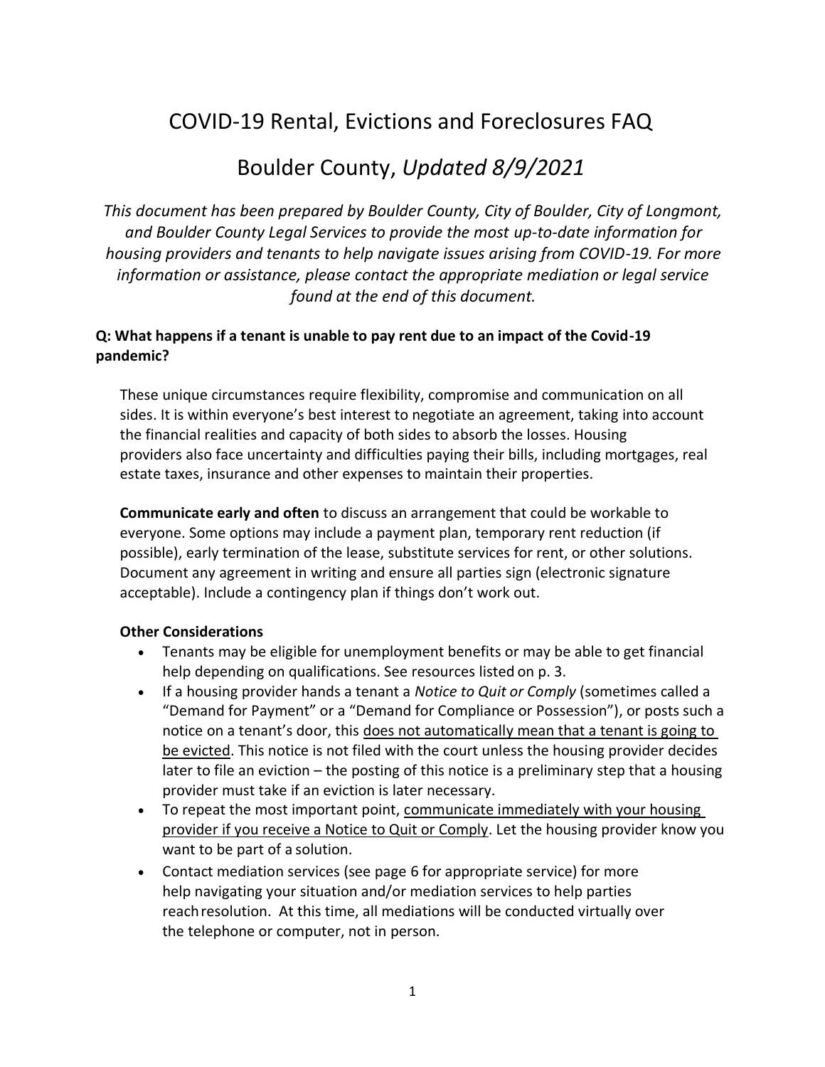# COVID-19 Rental, Evictions and Foreclosures FAQ

## Boulder County, *Updated 8/9/2021*

*This document has been prepared by Boulder County, City of Boulder, City of Longmont, and Boulder County Legal Services to provide the most up-to-date information for housing providers and tenants to help navigate issues arising from COVID-19. For more information or assistance, please contact the appropriate mediation or legal service found at the end of this document.*

### Q: What happens if a tenant is unable to pay rent due to an impact of the Covid-19 pandemic?

These unique circumstances require flexibility, compromise and communication on all sides. It is within everyone's best interest to negotiate an agreement, taking into account the financial realities and capacity of both sides to absorb the losses. Housing providers also face uncertainty and difficulties paying their bills, including mortgages, real estate taxes, insurance and other expenses to maintain their properties.

**Communicate early and often** to discuss an arrangement that could be workable to everyone. Some options may include a payment plan, temporary rent reduction (if possible), early termination of the lease, substitute services for rent, or other solutions. Document any agreement in writing and ensure all parties sign (electronic signature acceptable). Include a contingency plan if things don't work out.

**Other Considerations**

- Tenants may be eligible for unemployment benefits or may be able to get financial help depending on qualifications. See resources listed on p. 3.
- If a housing provider hands a tenant a *Notice to Quit or Comply* (sometimes called a "Demand for Payment" or a "Demand for Compliance or Possession"), or posts such a notice on a tenant's door, this does not automatically mean that a tenant is going to be evicted. This notice is not filed with the court unless the housing provider decides later to file an eviction – the posting of this notice is a preliminary step that a housing provider must take if an eviction is later necessary.
- To repeat the most important point, communicate immediately with your housing provider if you receive a Notice to Quit or Comply. Let the housing provider know you want to be part of a solution.
- Contact mediation services (see page 6 for appropriate service) for more help navigating your situation and/or mediation services to help parties reach resolution. At this time, all mediations will be conducted virtually over the telephone or computer, not in person.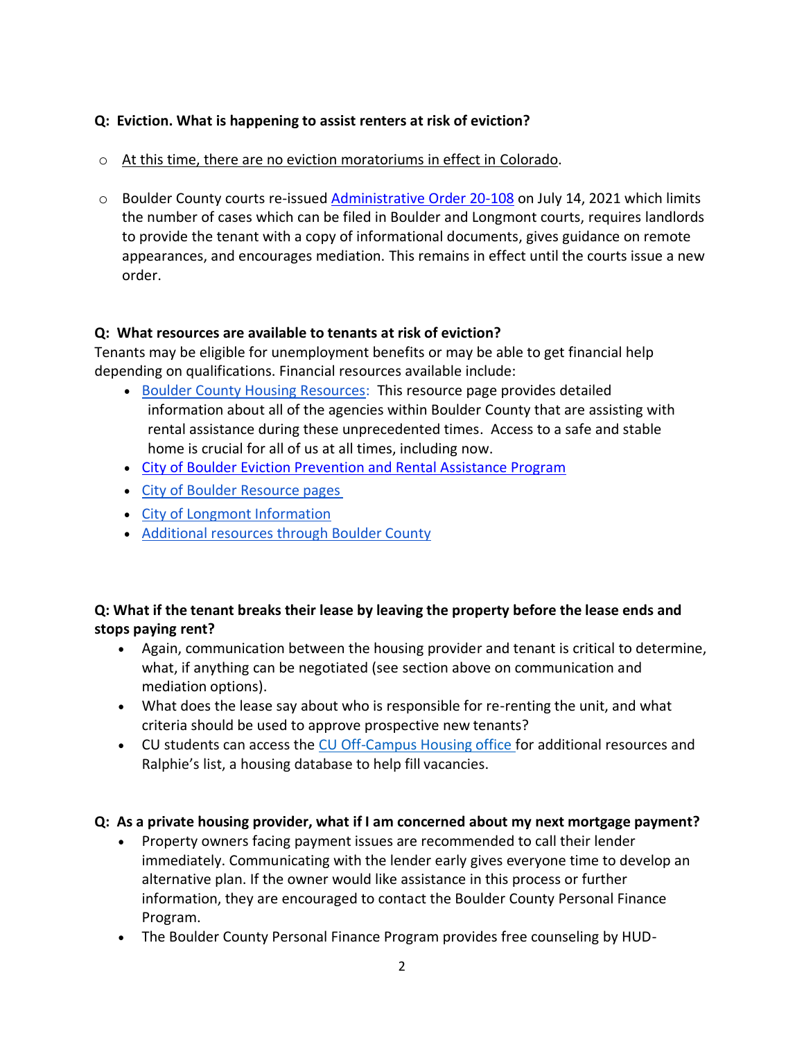**Q: Eviction. What is happening to assist renters at risk of eviction?**

- At this time, there are no eviction moratoriums in effect in Colorado.
- Boulder County courts re-issued [Administrative Order 20-108]() on July 14, 2021 which limits the number of cases which can be filed in Boulder and Longmont courts, requires landlords to provide the tenant with a copy of informational documents, gives guidance on remote appearances, and encourages mediation. This remains in effect until the courts issue a new order.

**Q: What resources are available to tenants at risk of eviction?**

Tenants may be eligible for unemployment benefits or may be able to get financial help depending on qualifications. Financial resources available include:

- [Boulder County Housing Resources:]() This resource page provides detailed information about all of the agencies within Boulder County that are assisting with rental assistance during these unprecedented times. Access to a safe and stable home is crucial for all of us at all times, including now.
- [City of Boulder Eviction Prevention and Rental Assistance Program]()
- [City of Boulder Resource pages]()
- [City of Longmont Information]()
- [Additional resources through Boulder County]()

**Q: What if the tenant breaks their lease by leaving the property before the lease ends and stops paying rent?**

- Again, communication between the housing provider and tenant is critical to determine, what, if anything can be negotiated (see section above on communication and mediation options).
- What does the lease say about who is responsible for re-renting the unit, and what criteria should be used to approve prospective new tenants?
- CU students can access the [CU Off-Campus Housing office]() for additional resources and Ralphie's list, a housing database to help fill vacancies.

**Q: As a private housing provider, what if I am concerned about my next mortgage payment?**

- Property owners facing payment issues are recommended to call their lender immediately. Communicating with the lender early gives everyone time to develop an alternative plan. If the owner would like assistance in this process or further information, they are encouraged to contact the Boulder County Personal Finance Program.
- The Boulder County Personal Finance Program provides free counseling by HUD-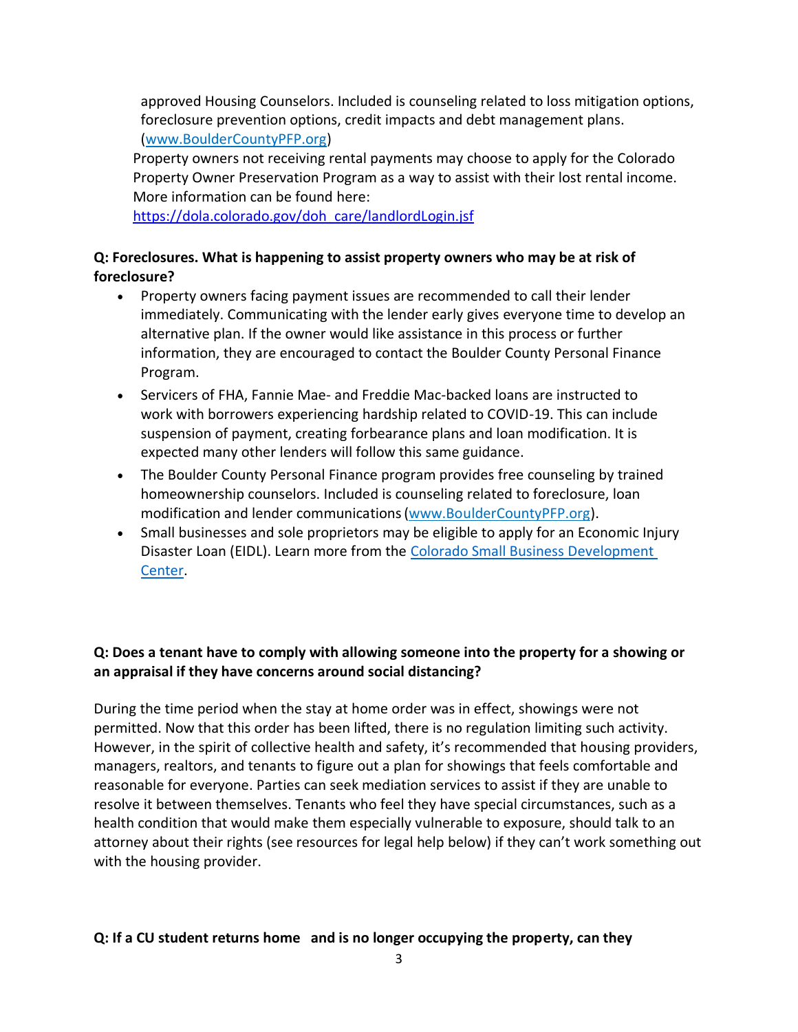approved Housing Counselors. Included is counseling related to loss mitigation options, foreclosure prevention options, credit impacts and debt management plans. ([www.BoulderCountyPFP.org](http://www.BoulderCountyPFP.org))

Property owners not receiving rental payments may choose to apply for the Colorado Property Owner Preservation Program as a way to assist with their lost rental income. More information can be found here: [https://dola.colorado.gov/doh_care/landlordLogin.jsf](https://dola.colorado.gov/doh_care/landlordLogin.jsf)

**Q: Foreclosures. What is happening to assist property owners who may be at risk of foreclosure?**

- Property owners facing payment issues are recommended to call their lender immediately. Communicating with the lender early gives everyone time to develop an alternative plan. If the owner would like assistance in this process or further information, they are encouraged to contact the Boulder County Personal Finance Program.
- Servicers of FHA, Fannie Mae- and Freddie Mac-backed loans are instructed to work with borrowers experiencing hardship related to COVID-19. This can include suspension of payment, creating forbearance plans and loan modification. It is expected many other lenders will follow this same guidance.
- The Boulder County Personal Finance program provides free counseling by trained homeownership counselors. Included is counseling related to foreclosure, loan modification and lender communications ([www.BoulderCountyPFP.org](http://www.BoulderCountyPFP.org)).
- Small businesses and sole proprietors may be eligible to apply for an Economic Injury Disaster Loan (EIDL). Learn more from the Colorado Small Business Development Center.

**Q: Does a tenant have to comply with allowing someone into the property for a showing or an appraisal if they have concerns around social distancing?**

During the time period when the stay at home order was in effect, showings were not permitted. Now that this order has been lifted, there is no regulation limiting such activity. However, in the spirit of collective health and safety, it's recommended that housing providers, managers, realtors, and tenants to figure out a plan for showings that feels comfortable and reasonable for everyone. Parties can seek mediation services to assist if they are unable to resolve it between themselves. Tenants who feel they have special circumstances, such as a health condition that would make them especially vulnerable to exposure, should talk to an attorney about their rights (see resources for legal help below) if they can't work something out with the housing provider.

**Q: If a CU student returns home and is no longer occupying the property, can they**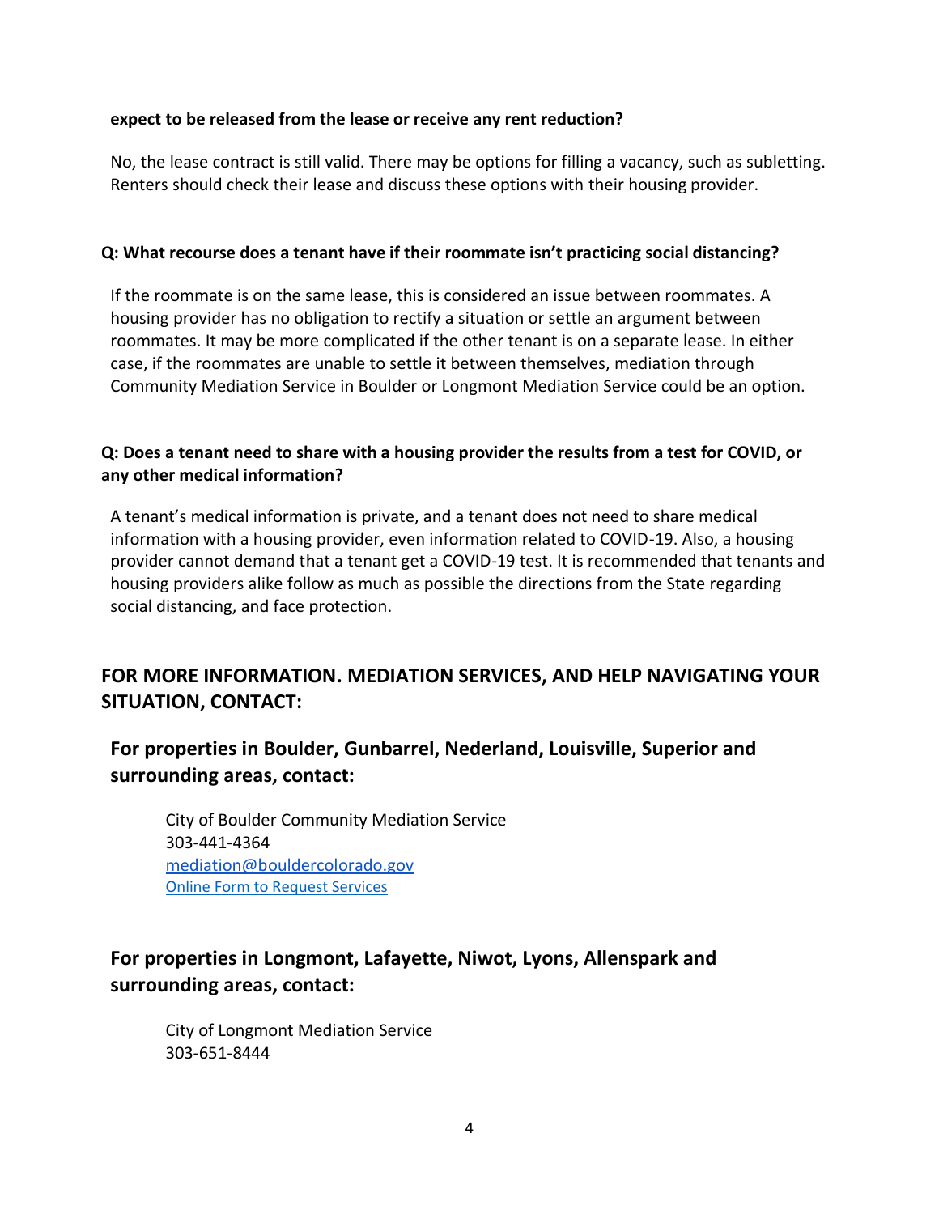**expect to be released from the lease or receive any rent reduction?**

No, the lease contract is still valid. There may be options for filling a vacancy, such as subletting. Renters should check their lease and discuss these options with their housing provider.

**Q: What recourse does a tenant have if their roommate isn't practicing social distancing?**

If the roommate is on the same lease, this is considered an issue between roommates. A housing provider has no obligation to rectify a situation or settle an argument between roommates. It may be more complicated if the other tenant is on a separate lease. In either case, if the roommates are unable to settle it between themselves, mediation through Community Mediation Service in Boulder or Longmont Mediation Service could be an option.

**Q: Does a tenant need to share with a housing provider the results from a test for COVID, or any other medical information?**

A tenant's medical information is private, and a tenant does not need to share medical information with a housing provider, even information related to COVID-19. Also, a housing provider cannot demand that a tenant get a COVID-19 test. It is recommended that tenants and housing providers alike follow as much as possible the directions from the State regarding social distancing, and face protection.

## FOR MORE INFORMATION. MEDIATION SERVICES, AND HELP NAVIGATING YOUR SITUATION, CONTACT:

### For properties in Boulder, Gunbarrel, Nederland, Louisville, Superior and surrounding areas, contact:

City of Boulder Community Mediation Service
303-441-4364
mediation@bouldercolorado.gov
Online Form to Request Services

### For properties in Longmont, Lafayette, Niwot, Lyons, Allenspark and surrounding areas, contact:

City of Longmont Mediation Service
303-651-8444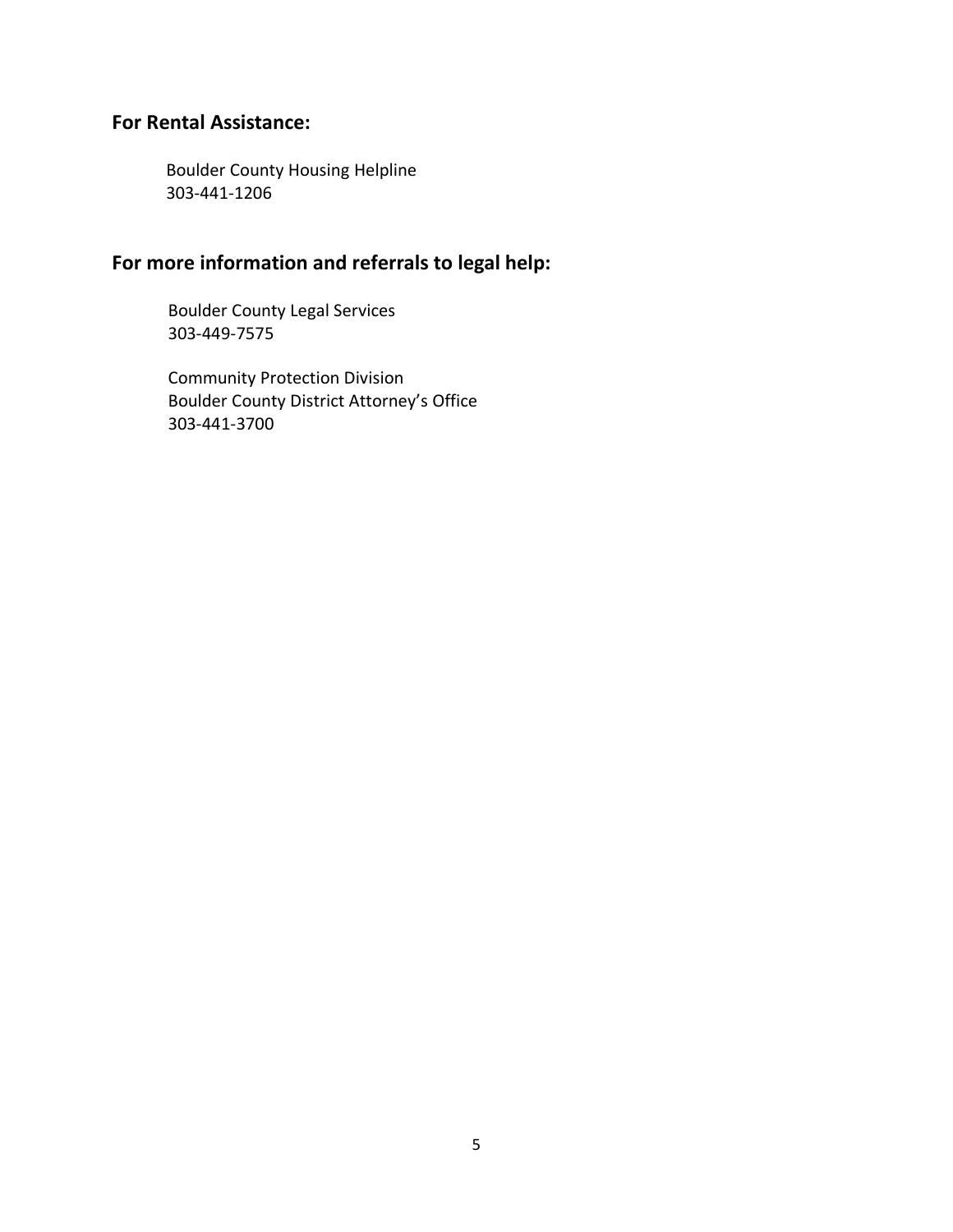## For Rental Assistance:

Boulder County Housing Helpline
303-441-1206

## For more information and referrals to legal help:

Boulder County Legal Services
303-449-7575

Community Protection Division
Boulder County District Attorney's Office
303-441-3700